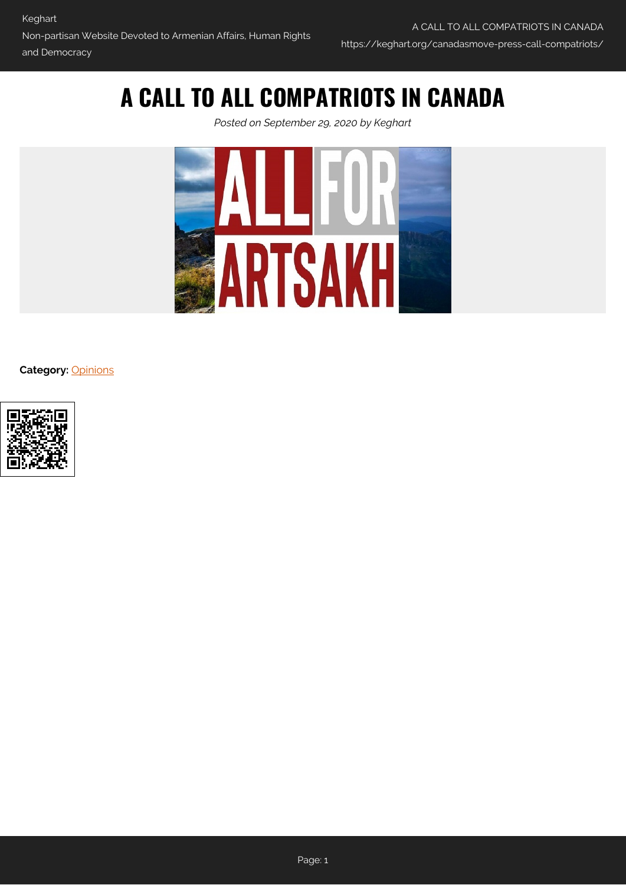# A CALL TO ALL COMPATRIOTS IN CANADA

*Posted on September 29, 2020 by Keghart*

**Category:** Opinions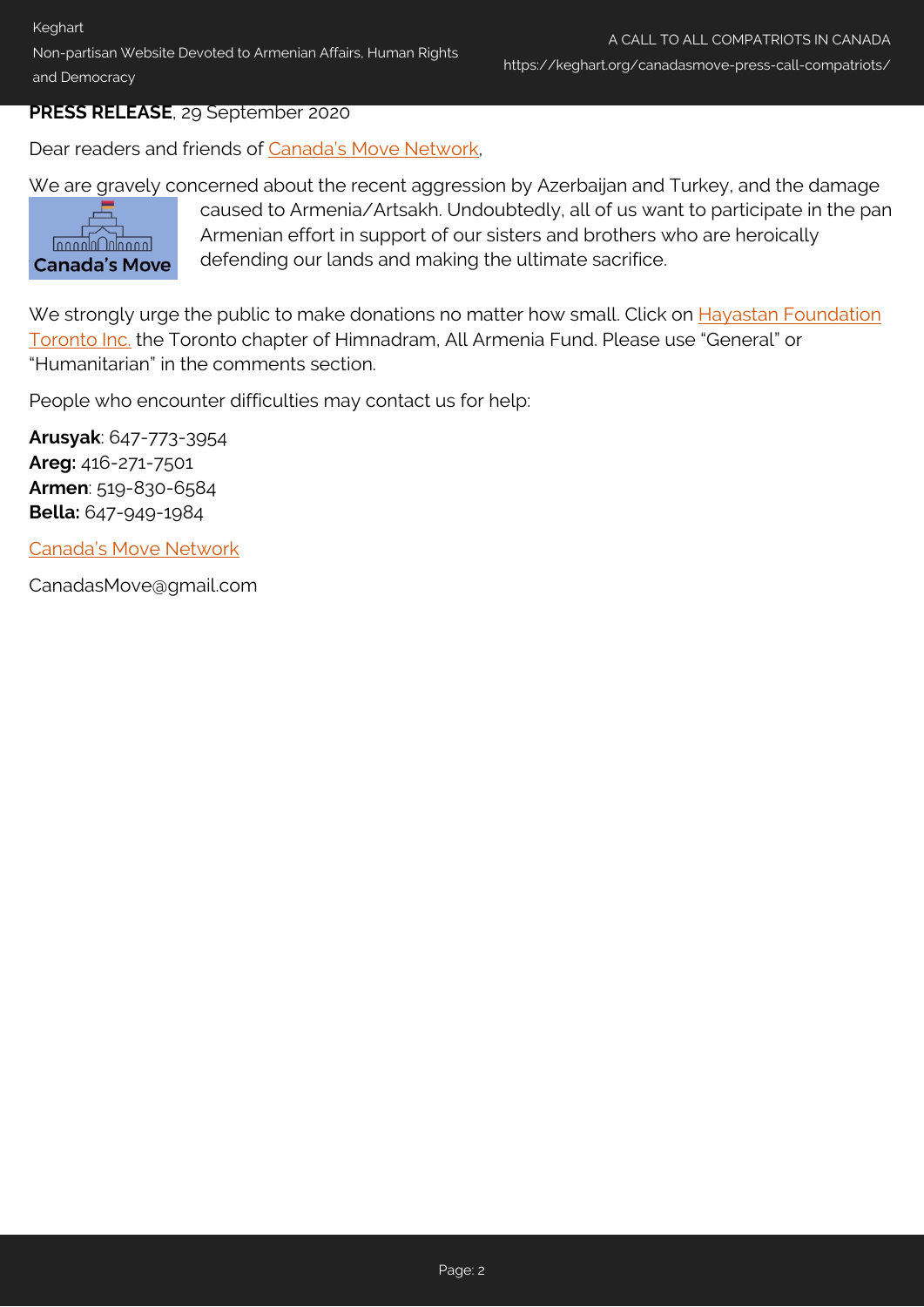**PRESS RELEASE**, 29 September 2020

Dear readers and friends of Canada's Move Network,

We are gravely concerned about the recent aggression by Azerbaijan and Turkey, and the damage caused to Armenia/Artsakh. Undoubtedly, all of us want to participate in the pan Armenian effort in support of our sisters and brothers who are heroically defending our lands and making the ultimate sacrifice.

We strongly urge the public to make donations no matter how small. Click on Hayastan Foundation Toronto Inc. the Toronto chapter of Himnadram, All Armenia Fund. Please use “General” or “Humanitarian” in the comments section.

People who encounter difficulties may contact us for help:

**Arusyak**: 647-773-3954
**Areg:** 416-271-7501
**Armen**: 519-830-6584
**Bella:** 647-949-1984

Canada's Move Network

CanadasMove@gmail.com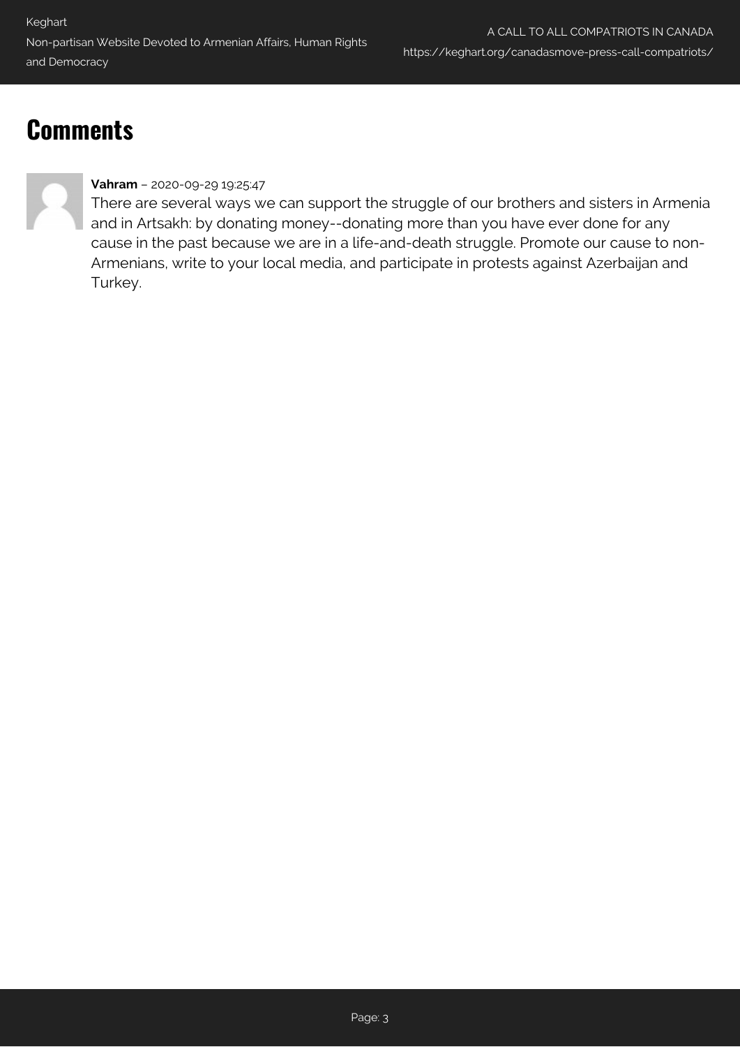## Comments

**Vahram** – 2020-09-29 19:25:47

There are several ways we can support the struggle of our brothers and sisters in Armenia and in Artsakh: by donating money--donating more than you have ever done for any cause in the past because we are in a life-and-death struggle. Promote our cause to non-Armenians, write to your local media, and participate in protests against Azerbaijan and Turkey.